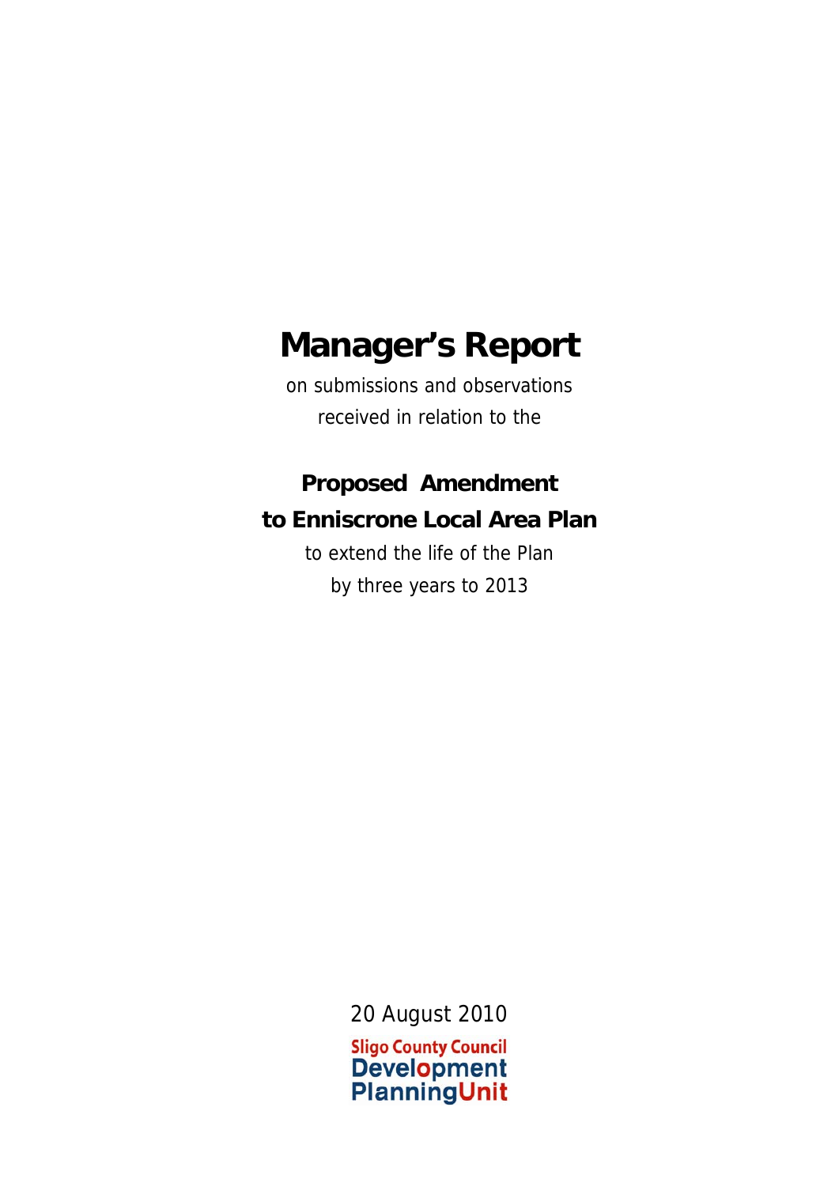# Manager's Report

on submissions and observations

received in relation to the

## Proposed Amendment to Enniscrone Local Area Plan

to extend the life of the Plan

by three years to 2013

20 August 2010

Sligo County Council
Development
Planning Unit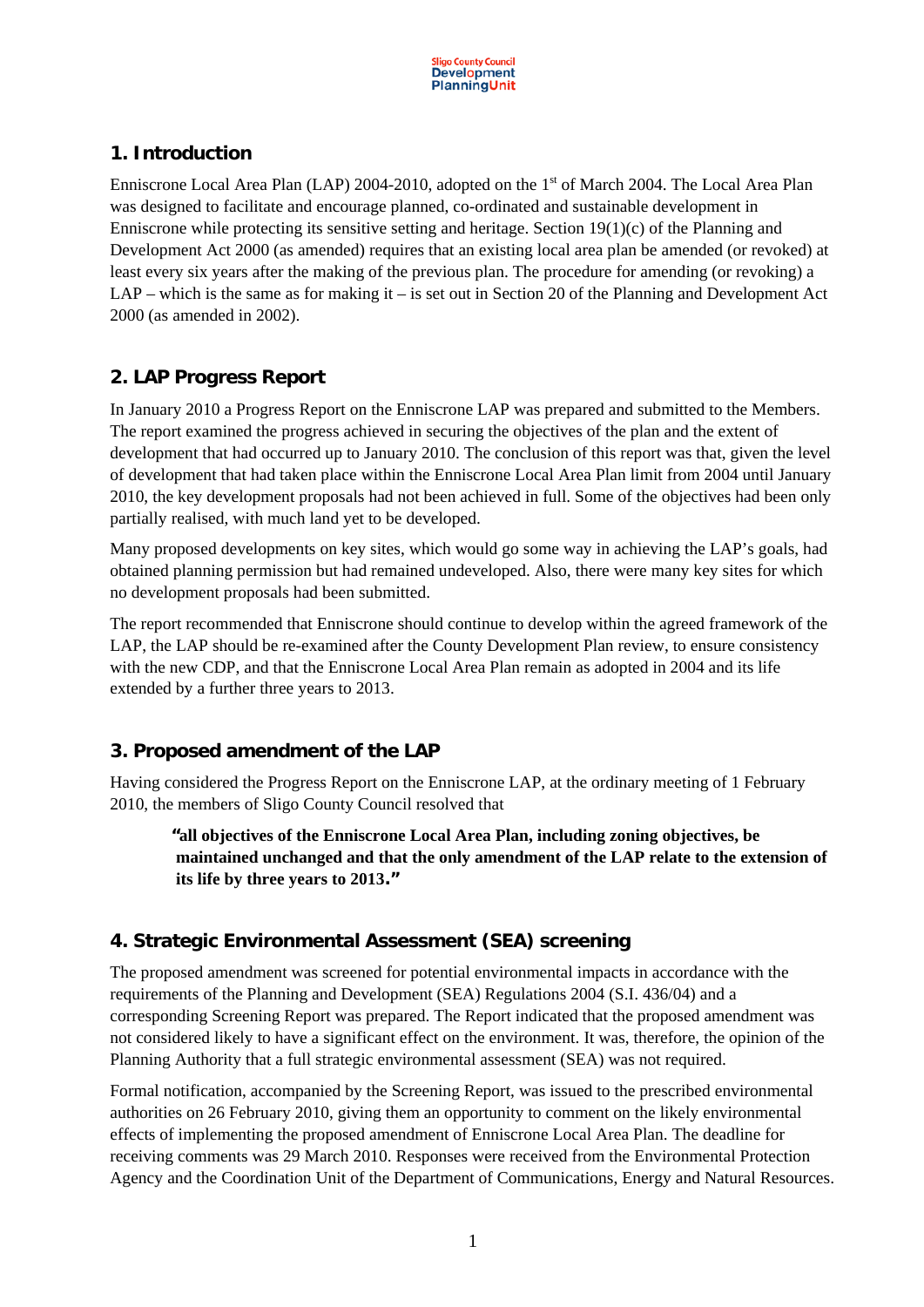## 1. Introduction

Enniscrone Local Area Plan (LAP) 2004-2010, adopted on the 1st of March 2004. The Local Area Plan was designed to facilitate and encourage planned, co-ordinated and sustainable development in Enniscrone while protecting its sensitive setting and heritage. Section 19(1)(c) of the Planning and Development Act 2000 (as amended) requires that an existing local area plan be amended (or revoked) at least every six years after the making of the previous plan. The procedure for amending (or revoking) a LAP – which is the same as for making it – is set out in Section 20 of the Planning and Development Act 2000 (as amended in 2002).

## 2. LAP Progress Report

In January 2010 a Progress Report on the Enniscrone LAP was prepared and submitted to the Members. The report examined the progress achieved in securing the objectives of the plan and the extent of development that had occurred up to January 2010. The conclusion of this report was that, given the level of development that had taken place within the Enniscrone Local Area Plan limit from 2004 until January 2010, the key development proposals had not been achieved in full. Some of the objectives had been only partially realised, with much land yet to be developed.

Many proposed developments on key sites, which would go some way in achieving the LAP's goals, had obtained planning permission but had remained undeveloped. Also, there were many key sites for which no development proposals had been submitted.

The report recommended that Enniscrone should continue to develop within the agreed framework of the LAP, the LAP should be re-examined after the County Development Plan review, to ensure consistency with the new CDP, and that the Enniscrone Local Area Plan remain as adopted in 2004 and its life extended by a further three years to 2013.

## 3. Proposed amendment of the LAP

Having considered the Progress Report on the Enniscrone LAP, at the ordinary meeting of 1 February 2010, the members of Sligo County Council resolved that

> **"all objectives of the Enniscrone Local Area Plan, including zoning objectives, be maintained unchanged and that the only amendment of the LAP relate to the extension of its life by three years to 2013."**

## 4. Strategic Environmental Assessment (SEA) screening

The proposed amendment was screened for potential environmental impacts in accordance with the requirements of the Planning and Development (SEA) Regulations 2004 (S.I. 436/04) and a corresponding Screening Report was prepared. The Report indicated that the proposed amendment was not considered likely to have a significant effect on the environment. It was, therefore, the opinion of the Planning Authority that a full strategic environmental assessment (SEA) was not required.

Formal notification, accompanied by the Screening Report, was issued to the prescribed environmental authorities on 26 February 2010, giving them an opportunity to comment on the likely environmental effects of implementing the proposed amendment of Enniscrone Local Area Plan. The deadline for receiving comments was 29 March 2010. Responses were received from the Environmental Protection Agency and the Coordination Unit of the Department of Communications, Energy and Natural Resources.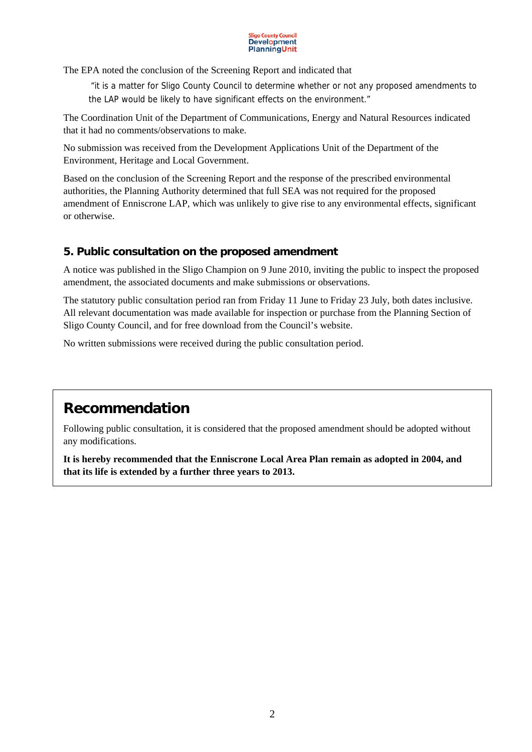The EPA noted the conclusion of the Screening Report and indicated that

> "it is a matter for Sligo County Council to determine whether or not any proposed amendments to the LAP would be likely to have significant effects on the environment."

The Coordination Unit of the Department of Communications, Energy and Natural Resources indicated that it had no comments/observations to make.

No submission was received from the Development Applications Unit of the Department of the Environment, Heritage and Local Government.

Based on the conclusion of the Screening Report and the response of the prescribed environmental authorities, the Planning Authority determined that full SEA was not required for the proposed amendment of Enniscrone LAP, which was unlikely to give rise to any environmental effects, significant or otherwise.

## 5. Public consultation on the proposed amendment

A notice was published in the Sligo Champion on 9 June 2010, inviting the public to inspect the proposed amendment, the associated documents and make submissions or observations.

The statutory public consultation period ran from Friday 11 June to Friday 23 July, both dates inclusive. All relevant documentation was made available for inspection or purchase from the Planning Section of Sligo County Council, and for free download from the Council's website.

No written submissions were received during the public consultation period.

# Recommendation

Following public consultation, it is considered that the proposed amendment should be adopted without any modifications.

**It is hereby recommended that the Enniscrone Local Area Plan remain as adopted in 2004, and that its life is extended by a further three years to 2013.**